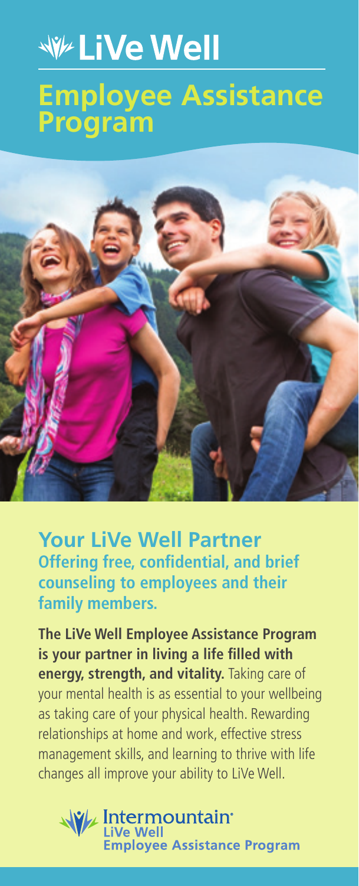# LiVe Well

## Employee Assistance Program

## Your LiVe Well Partner

### Offering free, confidential, and brief counseling to employees and their family members.

**The LiVe Well Employee Assistance Program is your partner in living a life filled with energy, strength, and vitality.** Taking care of your mental health is as essential to your wellbeing as taking care of your physical health. Rewarding relationships at home and work, effective stress management skills, and learning to thrive with life changes all improve your ability to LiVe Well.

Intermountain LiVe Well Employee Assistance Program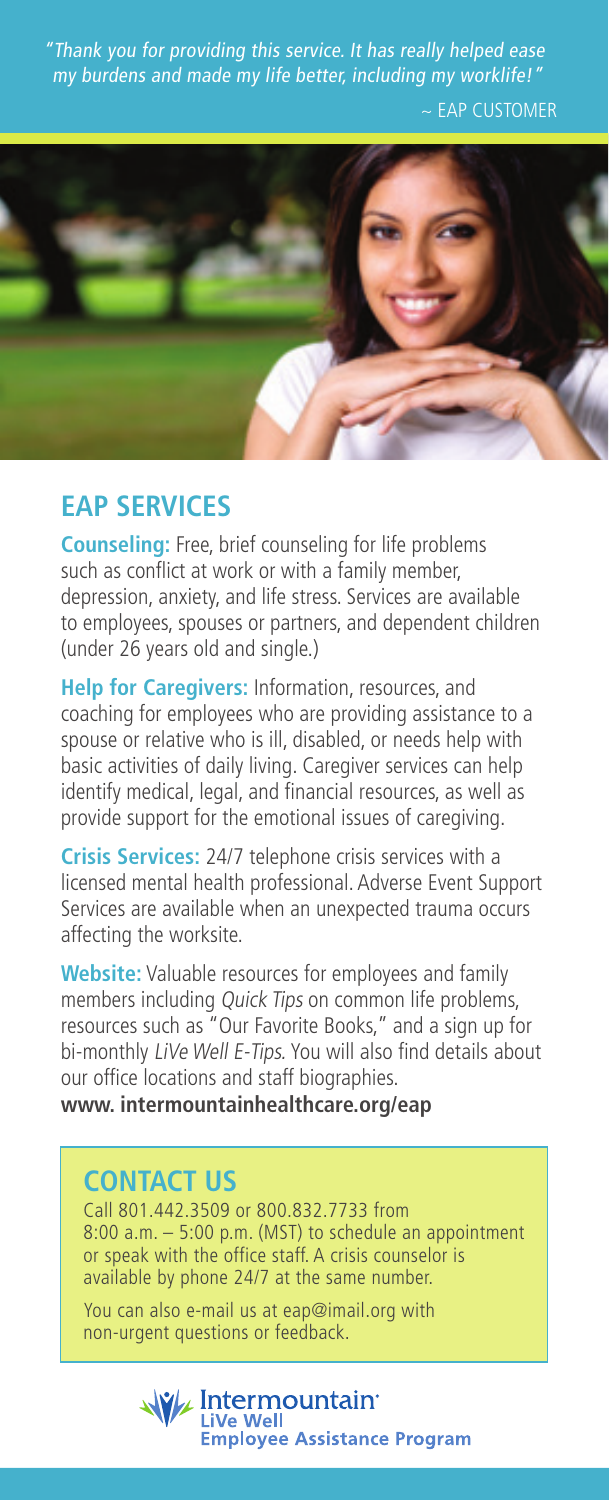*"Thank you for providing this service. It has really helped ease my burdens and made my life better, including my worklife!"*

~ EAP CUSTOMER

## EAP SERVICES

**Counseling:** Free, brief counseling for life problems such as conflict at work or with a family member, depression, anxiety, and life stress. Services are available to employees, spouses or partners, and dependent children (under 26 years old and single.)

**Help for Caregivers:** Information, resources, and coaching for employees who are providing assistance to a spouse or relative who is ill, disabled, or needs help with basic activities of daily living. Caregiver services can help identify medical, legal, and financial resources, as well as provide support for the emotional issues of caregiving.

**Crisis Services:** 24/7 telephone crisis services with a licensed mental health professional. Adverse Event Support Services are available when an unexpected trauma occurs affecting the worksite.

**Website:** Valuable resources for employees and family members including *Quick Tips* on common life problems, resources such as "Our Favorite Books," and a sign up for bi-monthly *LiVe Well E-Tips.* You will also find details about our office locations and staff biographies.
**www. intermountainhealthcare.org/eap**

## CONTACT US

Call 801.442.3509 or 800.832.7733 from 8:00 a.m. – 5:00 p.m. (MST) to schedule an appointment or speak with the office staff. A crisis counselor is available by phone 24/7 at the same number.

You can also e-mail us at eap@imail.org with non-urgent questions or feedback.

Intermountain
LiVe Well
Employee Assistance Program